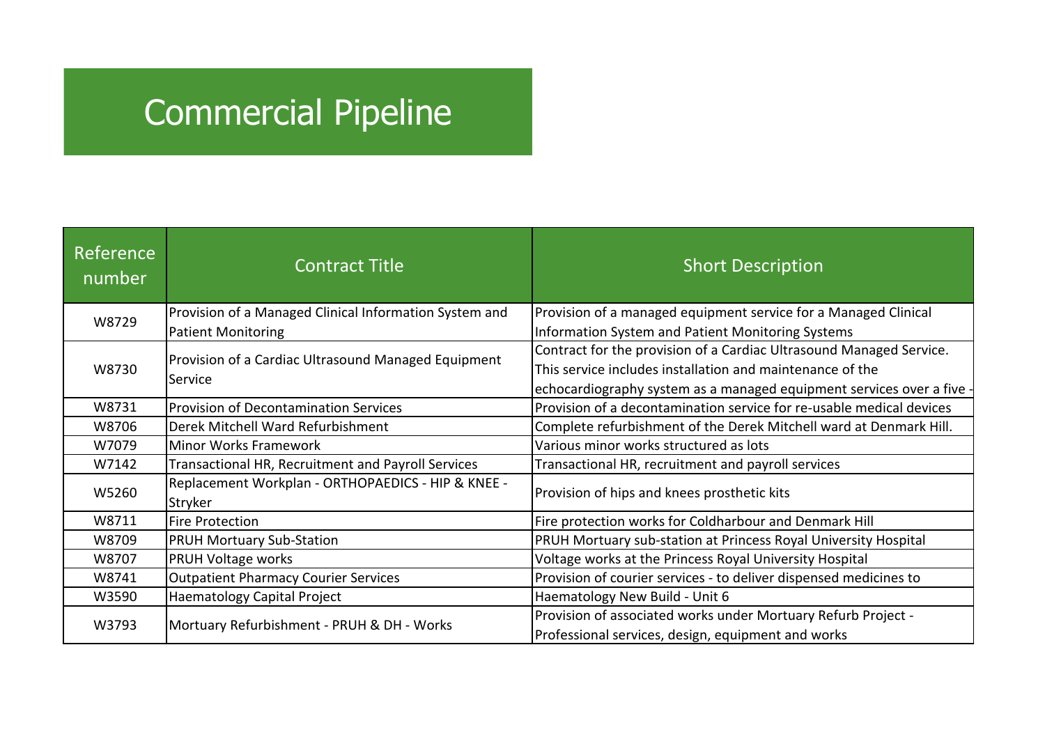# Commercial Pipeline

| Reference number | Contract Title | Short Description |
|---|---|---|
| W8729 | Provision of a Managed Clinical Information System and Patient Monitoring | Provision of a managed equipment service for a Managed Clinical Information System and Patient Monitoring Systems |
| W8730 | Provision of a Cardiac Ultrasound Managed Equipment Service | Contract for the provision of a Cardiac Ultrasound Managed Service. This service includes installation and maintenance of the echocardiography system as a managed equipment services over a five - |
| W8731 | Provision of Decontamination Services | Provision of a decontamination service for re-usable medical devices |
| W8706 | Derek Mitchell Ward Refurbishment | Complete refurbishment of the Derek Mitchell ward at Denmark Hill. |
| W7079 | Minor Works Framework | Various minor works structured as lots |
| W7142 | Transactional HR, Recruitment and Payroll Services | Transactional HR, recruitment and payroll services |
| W5260 | Replacement Workplan - ORTHOPAEDICS - HIP & KNEE - Stryker | Provision of hips and knees prosthetic kits |
| W8711 | Fire Protection | Fire protection works for Coldharbour and Denmark Hill |
| W8709 | PRUH Mortuary Sub-Station | PRUH Mortuary sub-station at Princess Royal University Hospital |
| W8707 | PRUH Voltage works | Voltage works at the Princess Royal University Hospital |
| W8741 | Outpatient Pharmacy Courier Services | Provision of courier services - to deliver dispensed medicines to |
| W3590 | Haematology Capital Project | Haematology New Build - Unit 6 |
| W3793 | Mortuary Refurbishment - PRUH & DH - Works | Provision of associated works under Mortuary Refurb Project - Professional services, design, equipment and works |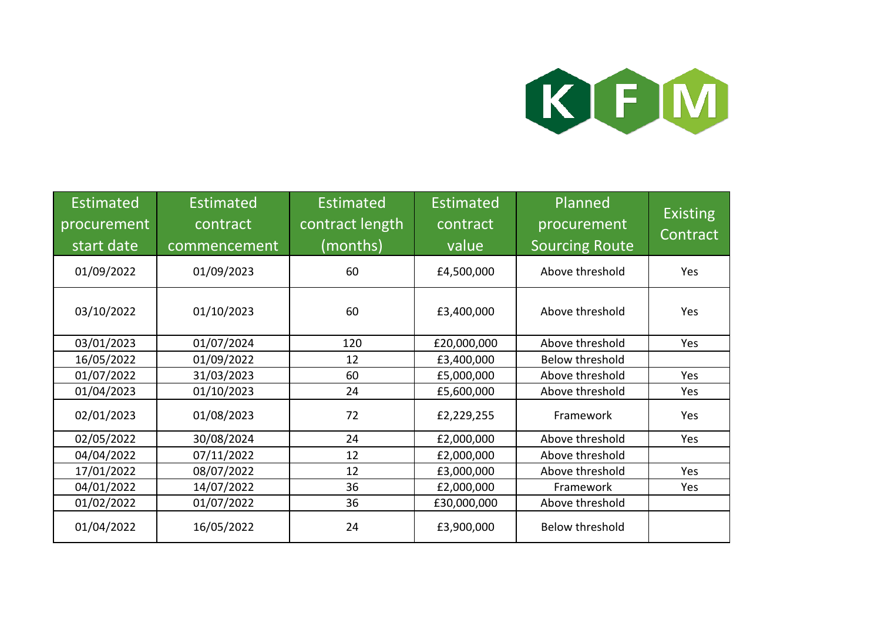KFM

| Estimated procurement start date | Estimated contract commencement | Estimated contract length (months) | Estimated contract value | Planned procurement Sourcing Route | Existing Contract |
|---|---|---|---|---|---|
| 01/09/2022 | 01/09/2023 | 60 | £4,500,000 | Above threshold | Yes |
| 03/10/2022 | 01/10/2023 | 60 | £3,400,000 | Above threshold | Yes |
| 03/01/2023 | 01/07/2024 | 120 | £20,000,000 | Above threshold | Yes |
| 16/05/2022 | 01/09/2022 | 12 | £3,400,000 | Below threshold | |
| 01/07/2022 | 31/03/2023 | 60 | £5,000,000 | Above threshold | Yes |
| 01/04/2023 | 01/10/2023 | 24 | £5,600,000 | Above threshold | Yes |
| 02/01/2023 | 01/08/2023 | 72 | £2,229,255 | Framework | Yes |
| 02/05/2022 | 30/08/2024 | 24 | £2,000,000 | Above threshold | Yes |
| 04/04/2022 | 07/11/2022 | 12 | £2,000,000 | Above threshold | |
| 17/01/2022 | 08/07/2022 | 12 | £3,000,000 | Above threshold | Yes |
| 04/01/2022 | 14/07/2022 | 36 | £2,000,000 | Framework | Yes |
| 01/02/2022 | 01/07/2022 | 36 | £30,000,000 | Above threshold | |
| 01/04/2022 | 16/05/2022 | 24 | £3,900,000 | Below threshold | |